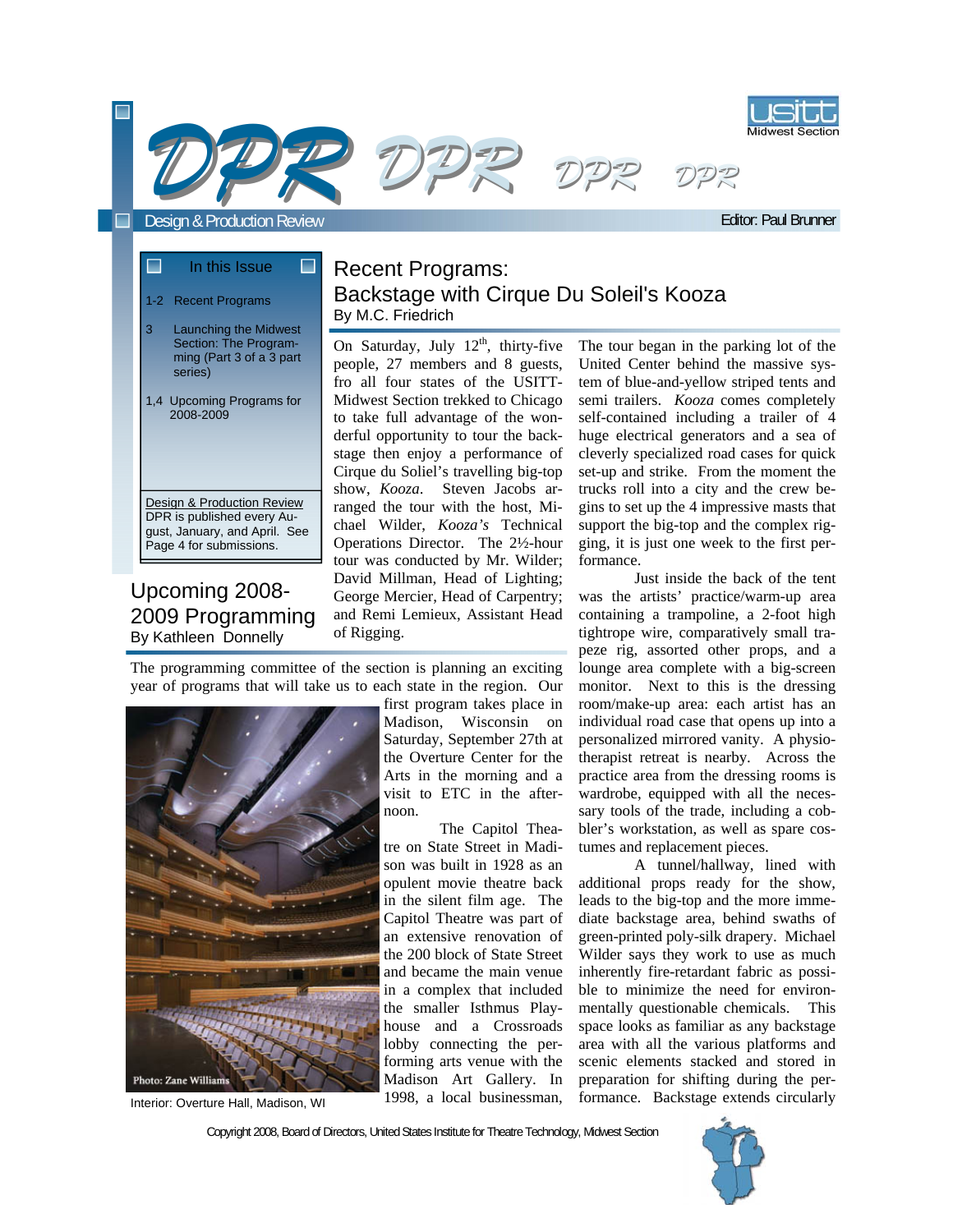# DPR DPR DPR DPR

Design & Production Review

Editor: Paul Brunner

**In this Issue**

1-2 Recent Programs

3 Launching the Midwest Section: The Programming (Part 3 of a 3 part series)

1,4 Upcoming Programs for 2008-2009

Design & Production Review
DPR is published every August, January, and April. See Page 4 for submissions.

## Recent Programs: Backstage with Cirque Du Soleil's Kooza

By M.C. Friedrich

On Saturday, July 12[th], thirty-five people, 27 members and 8 guests, fro all four states of the USITT-Midwest Section trekked to Chicago to take full advantage of the wonderful opportunity to tour the backstage then enjoy a performance of Cirque du Soliel's travelling big-top show, *Kooza*. Steven Jacobs arranged the tour with the host, Michael Wilder, *Kooza's* Technical Operations Director. The 2½-hour tour was conducted by Mr. Wilder; David Millman, Head of Lighting; George Mercier, Head of Carpentry; and Remi Lemieux, Assistant Head of Rigging.

The tour began in the parking lot of the United Center behind the massive system of blue-and-yellow striped tents and semi trailers. *Kooza* comes completely self-contained including a trailer of 4 huge electrical generators and a sea of cleverly specialized road cases for quick set-up and strike. From the moment the trucks roll into a city and the crew begins to set up the 4 impressive masts that support the big-top and the complex rigging, it is just one week to the first performance.

Just inside the back of the tent was the artists' practice/warm-up area containing a trampoline, a 2-foot high tightrope wire, comparatively small trapeze rig, assorted other props, and a lounge area complete with a big-screen monitor. Next to this is the dressing room/make-up area: each artist has an individual road case that opens up into a personalized mirrored vanity. A physiotherapist retreat is nearby. Across the practice area from the dressing rooms is wardrobe, equipped with all the necessary tools of the trade, including a cobbler's workstation, as well as spare costumes and replacement pieces.

A tunnel/hallway, lined with additional props ready for the show, leads to the big-top and the more immediate backstage area, behind swaths of green-printed poly-silk drapery. Michael Wilder says they work to use as much inherently fire-retardant fabric as possible to minimize the need for environmentally questionable chemicals. This space looks as familiar as any backstage area with all the various platforms and scenic elements stacked and stored in preparation for shifting during the performance. Backstage extends circularly

## Upcoming 2008-2009 Programming

By Kathleen Donnelly

The programming committee of the section is planning an exciting year of programs that will take us to each state in the region. Our first program takes place in Madison, Wisconsin on Saturday, September 27th at the Overture Center for the Arts in the morning and a visit to ETC in the afternoon.

Photo: Zane Williams

Interior: Overture Hall, Madison, WI

The Capitol Theatre on State Street in Madison was built in 1928 as an opulent movie theatre back in the silent film age. The Capitol Theatre was part of an extensive renovation of the 200 block of State Street and became the main venue in a complex that included the smaller Isthmus Playhouse and a Crossroads lobby connecting the performing arts venue with the Madison Art Gallery. In 1998, a local businessman,

Copyright 2008, Board of Directors, United States Institute for Theatre Technology, Midwest Section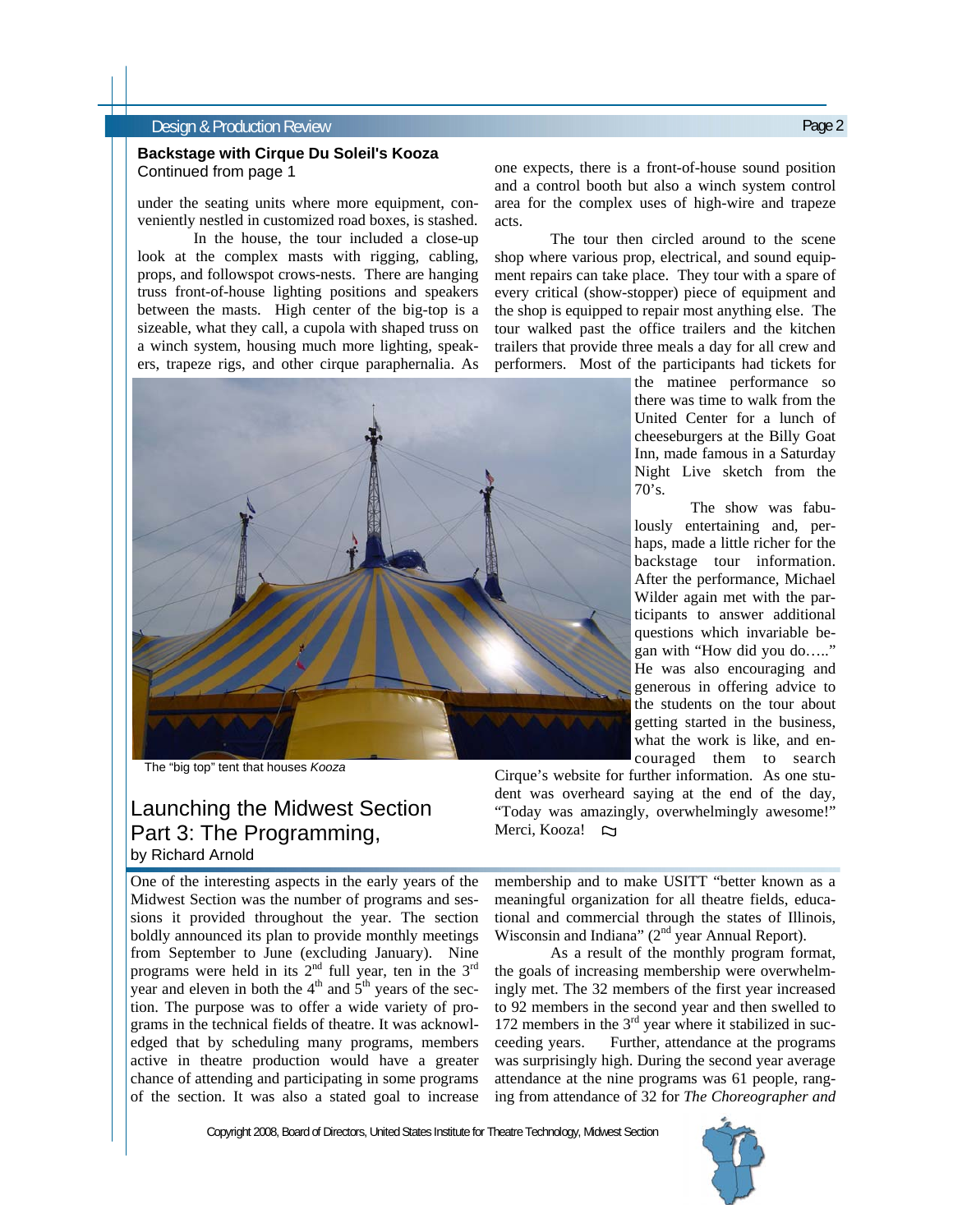### Backstage with Cirque Du Soleil's Kooza
Continued from page 1

under the seating units where more equipment, conveniently nestled in customized road boxes, is stashed.

In the house, the tour included a close-up look at the complex masts with rigging, cabling, props, and followspot crows-nests. There are hanging truss front-of-house lighting positions and speakers between the masts. High center of the big-top is a sizeable, what they call, a cupola with shaped truss on a winch system, housing much more lighting, speakers, trapeze rigs, and other cirque paraphernalia. As one expects, there is a front-of-house sound position and a control booth but also a winch system control area for the complex uses of high-wire and trapeze acts.

The tour then circled around to the scene shop where various prop, electrical, and sound equipment repairs can take place. They tour with a spare of every critical (show-stopper) piece of equipment and the shop is equipped to repair most anything else. The tour walked past the office trailers and the kitchen trailers that provide three meals a day for all crew and performers. Most of the participants had tickets for the matinee performance so there was time to walk from the United Center for a lunch of cheeseburgers at the Billy Goat Inn, made famous in a Saturday Night Live sketch from the 70's.

The show was fabulously entertaining and, perhaps, made a little richer for the backstage tour information. After the performance, Michael Wilder again met with the participants to answer additional questions which invariable began with "How did you do….." He was also encouraging and generous in offering advice to the students on the tour about getting started in the business, what the work is like, and encouraged them to search Cirque's website for further information. As one student was overheard saying at the end of the day, "Today was amazingly, overwhelmingly awesome!" Merci, Kooza!

The "big top" tent that houses *Kooza*

## Launching the Midwest Section Part 3: The Programming,
by Richard Arnold

One of the interesting aspects in the early years of the Midwest Section was the number of programs and sessions it provided throughout the year. The section boldly announced its plan to provide monthly meetings from September to June (excluding January). Nine programs were held in its 2nd full year, ten in the 3rd year and eleven in both the 4th and 5th years of the section. The purpose was to offer a wide variety of programs in the technical fields of theatre. It was acknowledged that by scheduling many programs, members active in theatre production would have a greater chance of attending and participating in some programs of the section. It was also a stated goal to increase membership and to make USITT "better known as a meaningful organization for all theatre fields, educational and commercial through the states of Illinois, Wisconsin and Indiana" (2nd year Annual Report).

As a result of the monthly program format, the goals of increasing membership were overwhelmingly met. The 32 members of the first year increased to 92 members in the second year and then swelled to 172 members in the 3rd year where it stabilized in succeeding years. Further, attendance at the programs was surprisingly high. During the second year average attendance at the nine programs was 61 people, ranging from attendance of 32 for *The Choreographer and*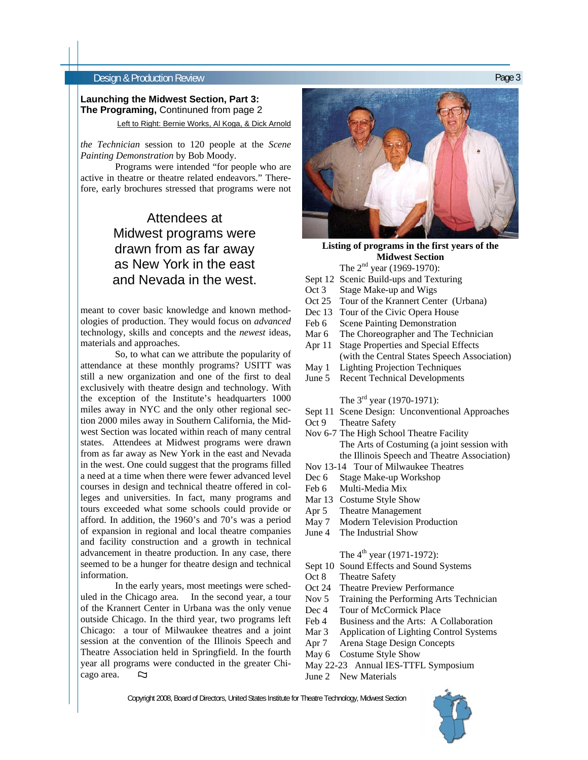## Launching the Midwest Section, Part 3: The Programing, Continued from page 2

Left to Right: Bernie Works, Al Koga, & Dick Arnold

*the Technician* session to 120 people at the *Scene Painting Demonstration* by Bob Moody.

Programs were intended "for people who are active in theatre or theatre related endeavors." Therefore, early brochures stressed that programs were not meant to cover basic knowledge and known methodologies of production. They would focus on *advanced* technology, skills and concepts and the *newest* ideas, materials and approaches.

> Attendees at Midwest programs were drawn from as far away as New York in the east and Nevada in the west.

So, to what can we attribute the popularity of attendance at these monthly programs? USITT was still a new organization and one of the first to deal exclusively with theatre design and technology. With the exception of the Institute's headquarters 1000 miles away in NYC and the only other regional section 2000 miles away in Southern California, the Midwest Section was located within reach of many central states. Attendees at Midwest programs were drawn from as far away as New York in the east and Nevada in the west. One could suggest that the programs filled a need at a time when there were fewer advanced level courses in design and technical theatre offered in colleges and universities. In fact, many programs and tours exceeded what some schools could provide or afford. In addition, the 1960's and 70's was a period of expansion in regional and local theatre companies and facility construction and a growth in technical advancement in theatre production. In any case, there seemed to be a hunger for theatre design and technical information.

In the early years, most meetings were scheduled in the Chicago area. In the second year, a tour of the Krannert Center in Urbana was the only venue outside Chicago. In the third year, two programs left Chicago: a tour of Milwaukee theatres and a joint session at the convention of the Illinois Speech and Theatre Association held in Springfield. In the fourth year all programs were conducted in the greater Chicago area.

**Listing of programs in the first years of the Midwest Section**

The 2nd year (1969-1970):

- Sept 12 Scenic Build-ups and Texturing
- Oct 3 Stage Make-up and Wigs
- Oct 25 Tour of the Krannert Center (Urbana)
- Dec 13 Tour of the Civic Opera House
- Feb 6 Scene Painting Demonstration
- Mar 6 The Choreographer and The Technician
- Apr 11 Stage Properties and Special Effects (with the Central States Speech Association)
- May 1 Lighting Projection Techniques
- June 5 Recent Technical Developments

The 3rd year (1970-1971):

- Sept 11 Scene Design: Unconventional Approaches
- Oct 9 Theatre Safety
- Nov 6-7 The High School Theatre Facility
  The Arts of Costuming (a joint session with the Illinois Speech and Theatre Association)
- Nov 13-14 Tour of Milwaukee Theatres
- Dec 6 Stage Make-up Workshop
- Feb 6 Multi-Media Mix
- Mar 13 Costume Style Show
- Apr 5 Theatre Management
- May 7 Modern Television Production
- June 4 The Industrial Show

The 4th year (1971-1972):

- Sept 10 Sound Effects and Sound Systems
- Oct 8 Theatre Safety
- Oct 24 Theatre Preview Performance
- Nov 5 Training the Performing Arts Technician
- Dec 4 Tour of McCormick Place
- Feb 4 Business and the Arts: A Collaboration
- Mar 3 Application of Lighting Control Systems
- Apr 7 Arena Stage Design Concepts
- May 6 Costume Style Show
- May 22-23 Annual IES-TTFL Symposium
- June 2 New Materials

Copyright 2008, Board of Directors, United States Institute for Theatre Technology, Midwest Section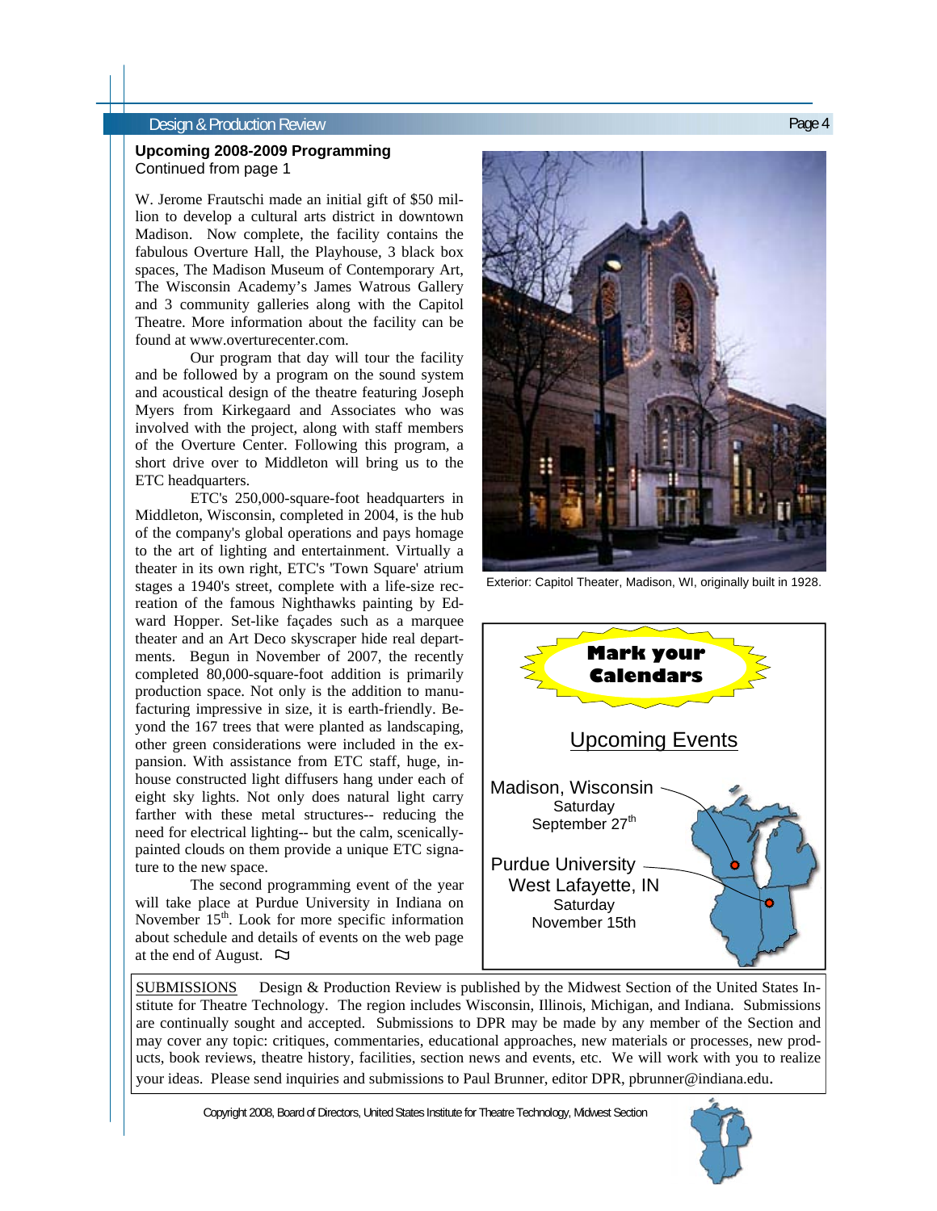## Upcoming 2008-2009 Programming

Continued from page 1

W. Jerome Frautschi made an initial gift of $50 million to develop a cultural arts district in downtown Madison. Now complete, the facility contains the fabulous Overture Hall, the Playhouse, 3 black box spaces, The Madison Museum of Contemporary Art, The Wisconsin Academy's James Watrous Gallery and 3 community galleries along with the Capitol Theatre. More information about the facility can be found at www.overturecenter.com.

Our program that day will tour the facility and be followed by a program on the sound system and acoustical design of the theatre featuring Joseph Myers from Kirkegaard and Associates who was involved with the project, along with staff members of the Overture Center. Following this program, a short drive over to Middleton will bring us to the ETC headquarters.

ETC's 250,000-square-foot headquarters in Middleton, Wisconsin, completed in 2004, is the hub of the company's global operations and pays homage to the art of lighting and entertainment. Virtually a theater in its own right, ETC's 'Town Square' atrium stages a 1940's street, complete with a life-size recreation of the famous Nighthawks painting by Edward Hopper. Set-like façades such as a marquee theater and an Art Deco skyscraper hide real departments. Begun in November of 2007, the recently completed 80,000-square-foot addition is primarily production space. Not only is the addition to manufacturing impressive in size, it is earth-friendly. Beyond the 167 trees that were planted as landscaping, other green considerations were included in the expansion. With assistance from ETC staff, huge, in-house constructed light diffusers hang under each of eight sky lights. Not only does natural light carry farther with these metal structures-- reducing the need for electrical lighting-- but the calm, scenically-painted clouds on them provide a unique ETC signature to the new space.

The second programming event of the year will take place at Purdue University in Indiana on November 15th. Look for more specific information about schedule and details of events on the web page at the end of August.

Exterior: Capitol Theater, Madison, WI, originally built in 1928.

**Mark your Calendars**

Upcoming Events

Madison, Wisconsin
Saturday
September 27th

Purdue University
West Lafayette, IN
Saturday
November 15th

SUBMISSIONS Design & Production Review is published by the Midwest Section of the United States Institute for Theatre Technology. The region includes Wisconsin, Illinois, Michigan, and Indiana. Submissions are continually sought and accepted. Submissions to DPR may be made by any member of the Section and may cover any topic: critiques, commentaries, educational approaches, new materials or processes, new products, book reviews, theatre history, facilities, section news and events, etc. We will work with you to realize your ideas. Please send inquiries and submissions to Paul Brunner, editor DPR, pbrunner@indiana.edu.

Copyright 2008, Board of Directors, United States Institute for Theatre Technology, Midwest Section